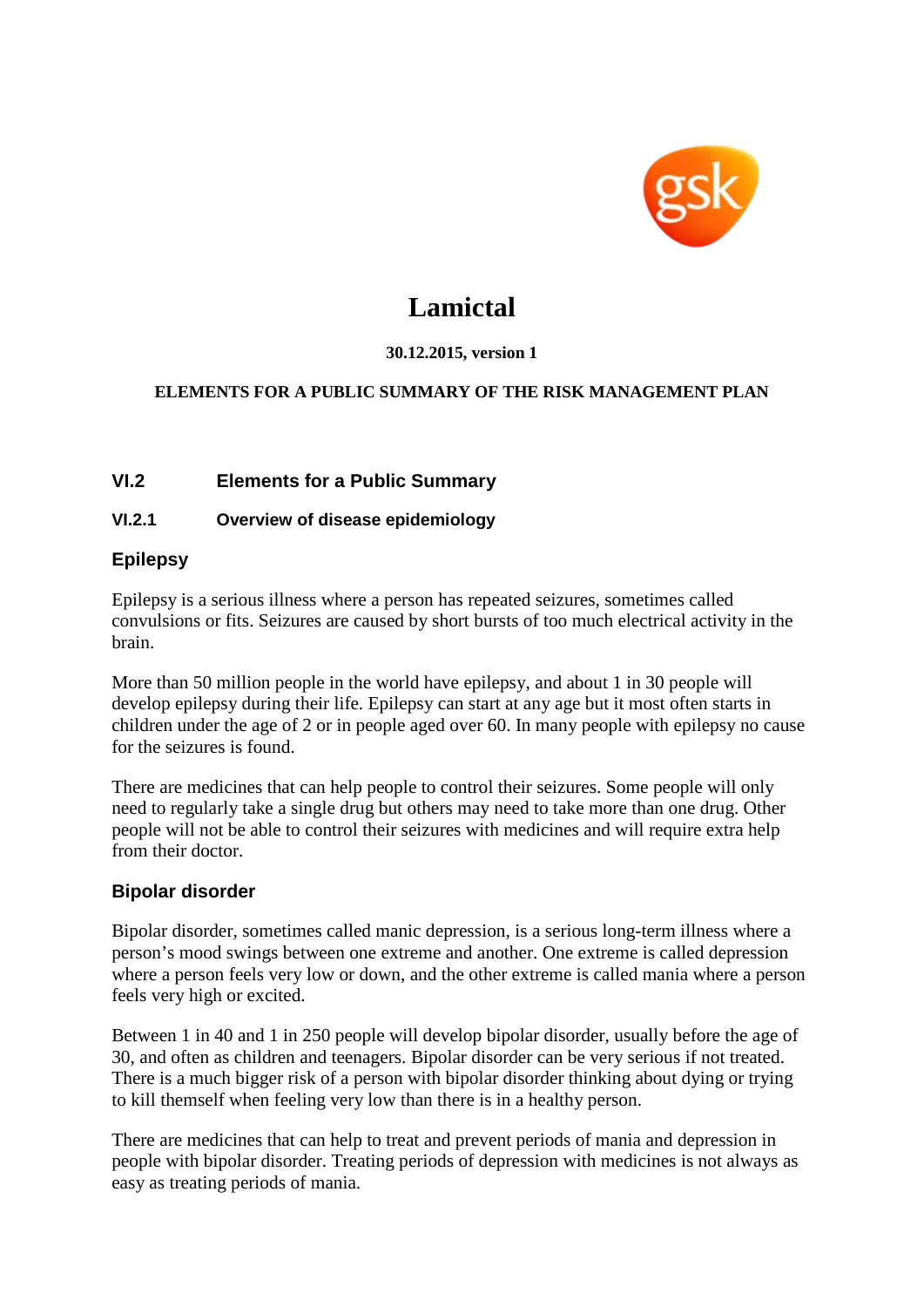# Lamictal

**30.12.2015, version 1**

**ELEMENTS FOR A PUBLIC SUMMARY OF THE RISK MANAGEMENT PLAN**

## VI.2 Elements for a Public Summary

### VI.2.1 Overview of disease epidemiology

### Epilepsy

Epilepsy is a serious illness where a person has repeated seizures, sometimes called convulsions or fits. Seizures are caused by short bursts of too much electrical activity in the brain.

More than 50 million people in the world have epilepsy, and about 1 in 30 people will develop epilepsy during their life. Epilepsy can start at any age but it most often starts in children under the age of 2 or in people aged over 60. In many people with epilepsy no cause for the seizures is found.

There are medicines that can help people to control their seizures. Some people will only need to regularly take a single drug but others may need to take more than one drug. Other people will not be able to control their seizures with medicines and will require extra help from their doctor.

### Bipolar disorder

Bipolar disorder, sometimes called manic depression, is a serious long-term illness where a person's mood swings between one extreme and another. One extreme is called depression where a person feels very low or down, and the other extreme is called mania where a person feels very high or excited.

Between 1 in 40 and 1 in 250 people will develop bipolar disorder, usually before the age of 30, and often as children and teenagers. Bipolar disorder can be very serious if not treated. There is a much bigger risk of a person with bipolar disorder thinking about dying or trying to kill themself when feeling very low than there is in a healthy person.

There are medicines that can help to treat and prevent periods of mania and depression in people with bipolar disorder. Treating periods of depression with medicines is not always as easy as treating periods of mania.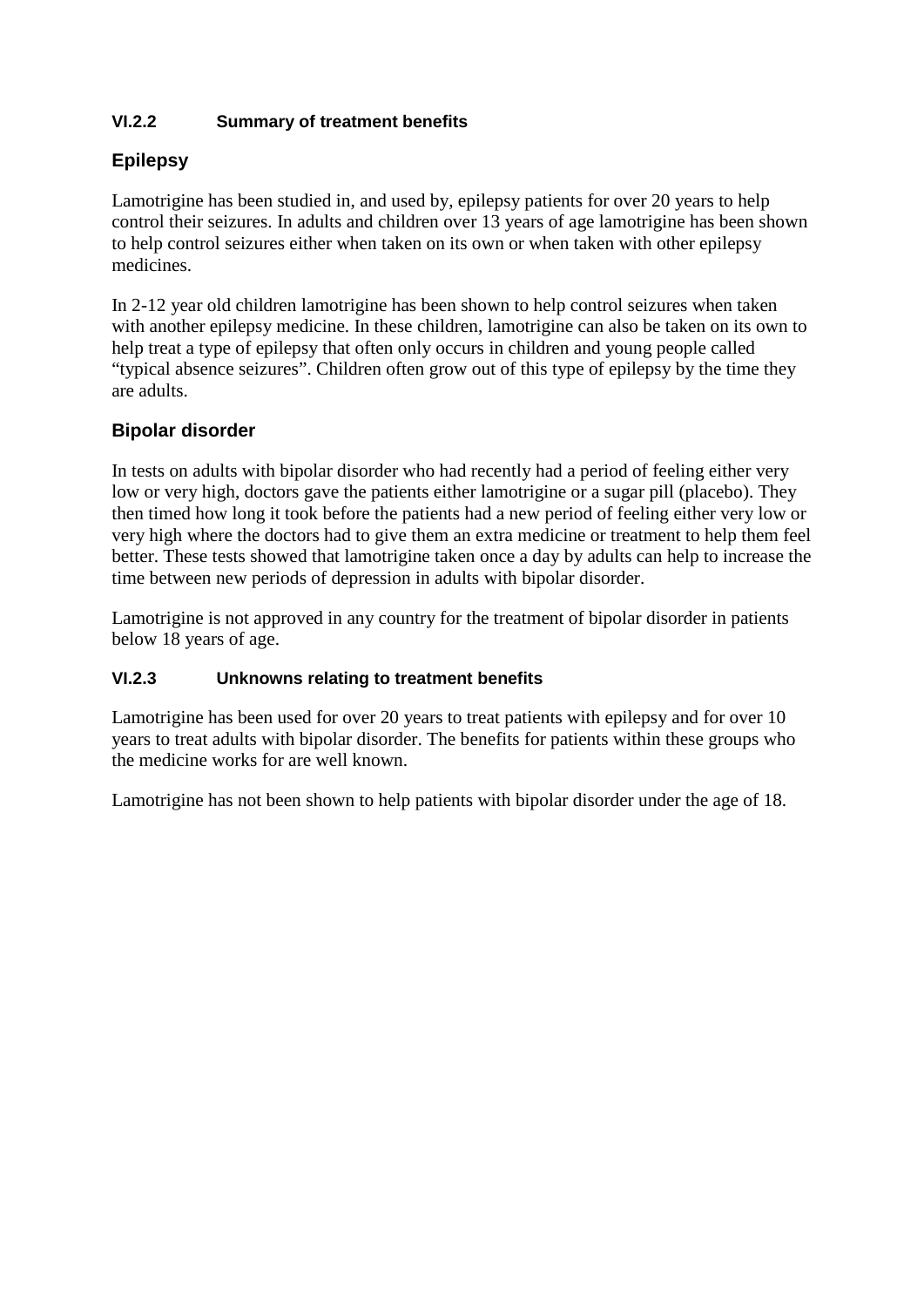### VI.2.2 Summary of treatment benefits

### Epilepsy

Lamotrigine has been studied in, and used by, epilepsy patients for over 20 years to help control their seizures. In adults and children over 13 years of age lamotrigine has been shown to help control seizures either when taken on its own or when taken with other epilepsy medicines.

In 2-12 year old children lamotrigine has been shown to help control seizures when taken with another epilepsy medicine. In these children, lamotrigine can also be taken on its own to help treat a type of epilepsy that often only occurs in children and young people called "typical absence seizures". Children often grow out of this type of epilepsy by the time they are adults.

### Bipolar disorder

In tests on adults with bipolar disorder who had recently had a period of feeling either very low or very high, doctors gave the patients either lamotrigine or a sugar pill (placebo). They then timed how long it took before the patients had a new period of feeling either very low or very high where the doctors had to give them an extra medicine or treatment to help them feel better. These tests showed that lamotrigine taken once a day by adults can help to increase the time between new periods of depression in adults with bipolar disorder.

Lamotrigine is not approved in any country for the treatment of bipolar disorder in patients below 18 years of age.

### VI.2.3 Unknowns relating to treatment benefits

Lamotrigine has been used for over 20 years to treat patients with epilepsy and for over 10 years to treat adults with bipolar disorder. The benefits for patients within these groups who the medicine works for are well known.

Lamotrigine has not been shown to help patients with bipolar disorder under the age of 18.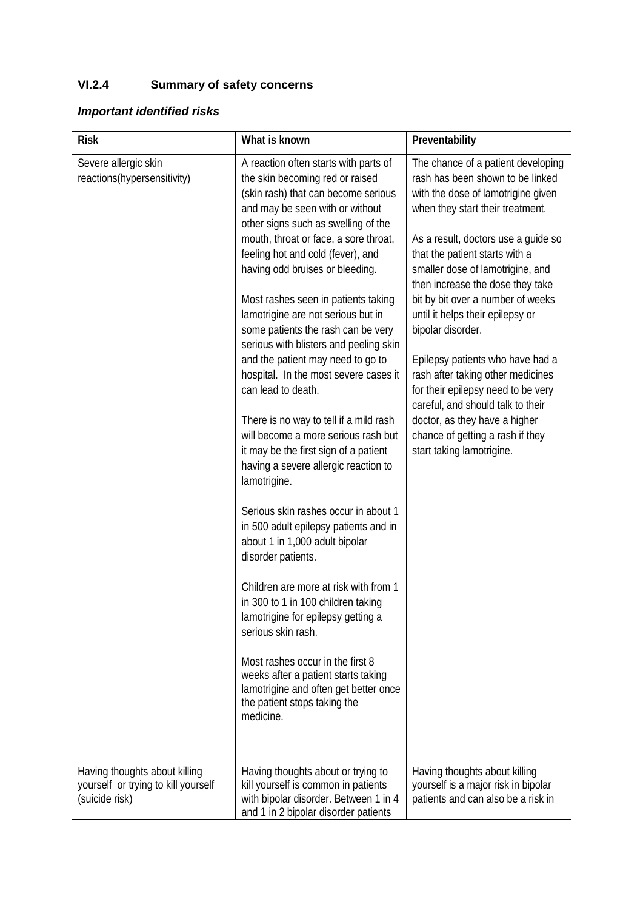### VI.2.4 Summary of safety concerns

***Important identified risks***

| Risk | What is known | Preventability |
|---|---|---|
| Severe allergic skin reactions(hypersensitivity) | A reaction often starts with parts of the skin becoming red or raised (skin rash) that can become serious and may be seen with or without other signs such as swelling of the mouth, throat or face, a sore throat, feeling hot and cold (fever), and having odd bruises or bleeding.<br><br>Most rashes seen in patients taking lamotrigine are not serious but in some patients the rash can be very serious with blisters and peeling skin and the patient may need to go to hospital. In the most severe cases it can lead to death.<br><br>There is no way to tell if a mild rash will become a more serious rash but it may be the first sign of a patient having a severe allergic reaction to lamotrigine.<br><br>Serious skin rashes occur in about 1 in 500 adult epilepsy patients and in about 1 in 1,000 adult bipolar disorder patients.<br><br>Children are more at risk with from 1 in 300 to 1 in 100 children taking lamotrigine for epilepsy getting a serious skin rash.<br><br>Most rashes occur in the first 8 weeks after a patient starts taking lamotrigine and often get better once the patient stops taking the medicine. | The chance of a patient developing rash has been shown to be linked with the dose of lamotrigine given when they start their treatment.<br><br>As a result, doctors use a guide so that the patient starts with a smaller dose of lamotrigine, and then increase the dose they take bit by bit over a number of weeks until it helps their epilepsy or bipolar disorder.<br><br>Epilepsy patients who have had a rash after taking other medicines for their epilepsy need to be very careful, and should talk to their doctor, as they have a higher chance of getting a rash if they start taking lamotrigine. |
| Having thoughts about killing yourself or trying to kill yourself (suicide risk) | Having thoughts about or trying to kill yourself is common in patients with bipolar disorder. Between 1 in 4 and 1 in 2 bipolar disorder patients | Having thoughts about killing yourself is a major risk in bipolar patients and can also be a risk in |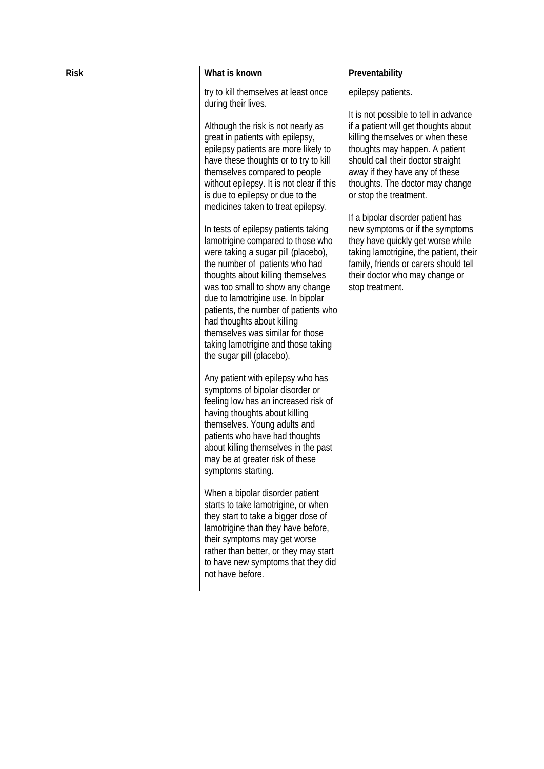| Risk | What is known | Preventability |
| --- | --- | --- |
| | try to kill themselves at least once during their lives.<br><br>Although the risk is not nearly as great in patients with epilepsy, epilepsy patients are more likely to have these thoughts or to try to kill themselves compared to people without epilepsy. It is not clear if this is due to epilepsy or due to the medicines taken to treat epilepsy.<br><br>In tests of epilepsy patients taking lamotrigine compared to those who were taking a sugar pill (placebo), the number of patients who had thoughts about killing themselves was too small to show any change due to lamotrigine use. In bipolar patients, the number of patients who had thoughts about killing themselves was similar for those taking lamotrigine and those taking the sugar pill (placebo).<br><br>Any patient with epilepsy who has symptoms of bipolar disorder or feeling low has an increased risk of having thoughts about killing themselves. Young adults and patients who have had thoughts about killing themselves in the past may be at greater risk of these symptoms starting.<br><br>When a bipolar disorder patient starts to take lamotrigine, or when they start to take a bigger dose of lamotrigine than they have before, their symptoms may get worse rather than better, or they may start to have new symptoms that they did not have before. | epilepsy patients.<br><br>It is not possible to tell in advance if a patient will get thoughts about killing themselves or when these thoughts may happen. A patient should call their doctor straight away if they have any of these thoughts. The doctor may change or stop the treatment.<br><br>If a bipolar disorder patient has new symptoms or if the symptoms they have quickly get worse while taking lamotrigine, the patient, their family, friends or carers should tell their doctor who may change or stop treatment. |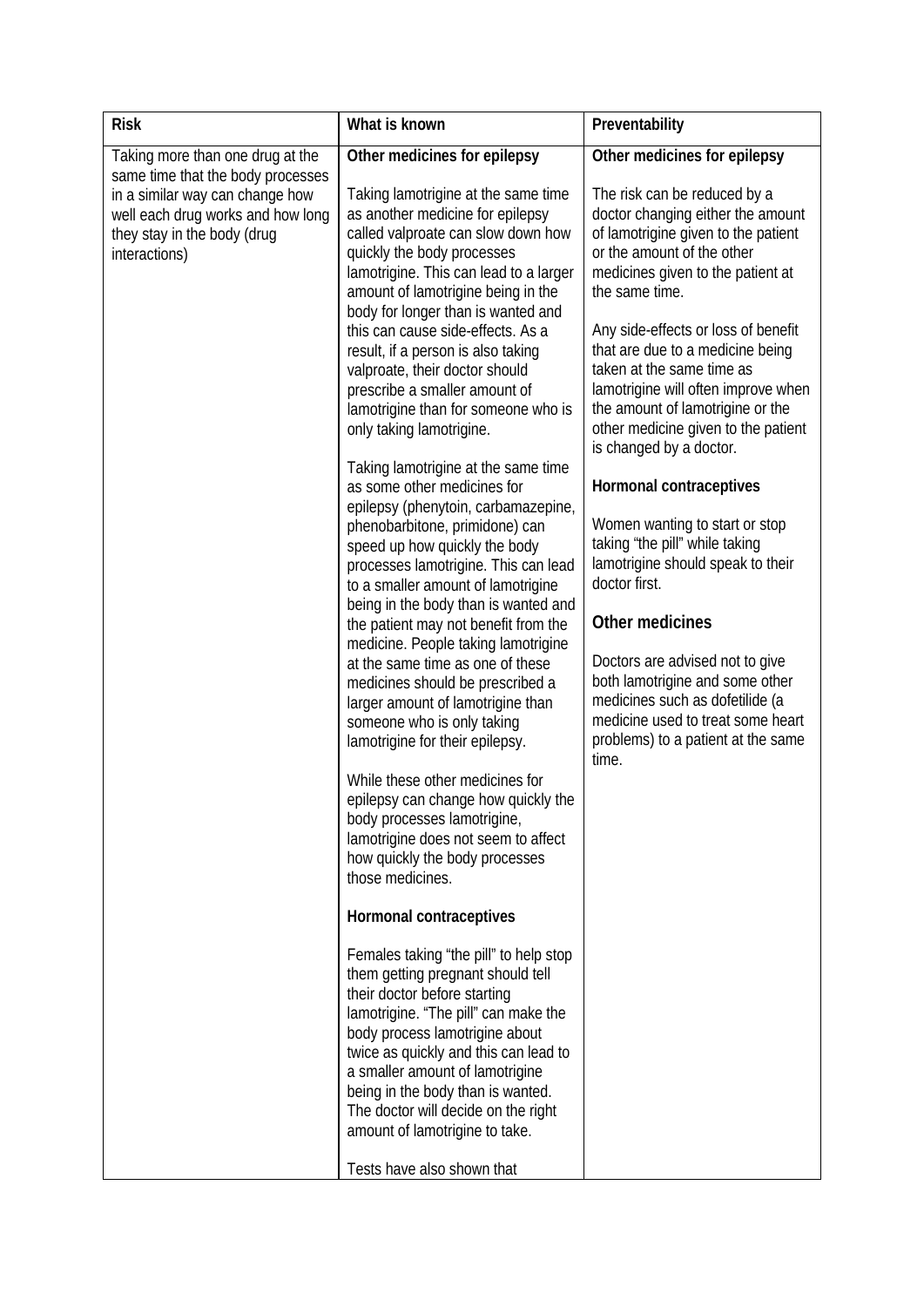| Risk | What is known | Preventability |
|---|---|---|
| Taking more than one drug at the same time that the body processes in a similar way can change how well each drug works and how long they stay in the body (drug interactions) | **Other medicines for epilepsy**<br><br>Taking lamotrigine at the same time as another medicine for epilepsy called valproate can slow down how quickly the body processes lamotrigine. This can lead to a larger amount of lamotrigine being in the body for longer than is wanted and this can cause side-effects. As a result, if a person is also taking valproate, their doctor should prescribe a smaller amount of lamotrigine than for someone who is only taking lamotrigine.<br><br>Taking lamotrigine at the same time as some other medicines for epilepsy (phenytoin, carbamazepine, phenobarbitone, primidone) can speed up how quickly the body processes lamotrigine. This can lead to a smaller amount of lamotrigine being in the body than is wanted and the patient may not benefit from the medicine. People taking lamotrigine at the same time as one of these medicines should be prescribed a larger amount of lamotrigine than someone who is only taking lamotrigine for their epilepsy.<br><br>While these other medicines for epilepsy can change how quickly the body processes lamotrigine, lamotrigine does not seem to affect how quickly the body processes those medicines.<br><br>**Hormonal contraceptives**<br><br>Females taking "the pill" to help stop them getting pregnant should tell their doctor before starting lamotrigine. "The pill" can make the body process lamotrigine about twice as quickly and this can lead to a smaller amount of lamotrigine being in the body than is wanted. The doctor will decide on the right amount of lamotrigine to take.<br><br>Tests have also shown that | **Other medicines for epilepsy**<br><br>The risk can be reduced by a doctor changing either the amount of lamotrigine given to the patient or the amount of the other medicines given to the patient at the same time.<br><br>Any side-effects or loss of benefit that are due to a medicine being taken at the same time as lamotrigine will often improve when the amount of lamotrigine or the other medicine given to the patient is changed by a doctor.<br><br>**Hormonal contraceptives**<br><br>Women wanting to start or stop taking "the pill" while taking lamotrigine should speak to their doctor first.<br><br>**Other medicines**<br><br>Doctors are advised not to give both lamotrigine and some other medicines such as dofetilide (a medicine used to treat some heart problems) to a patient at the same time. |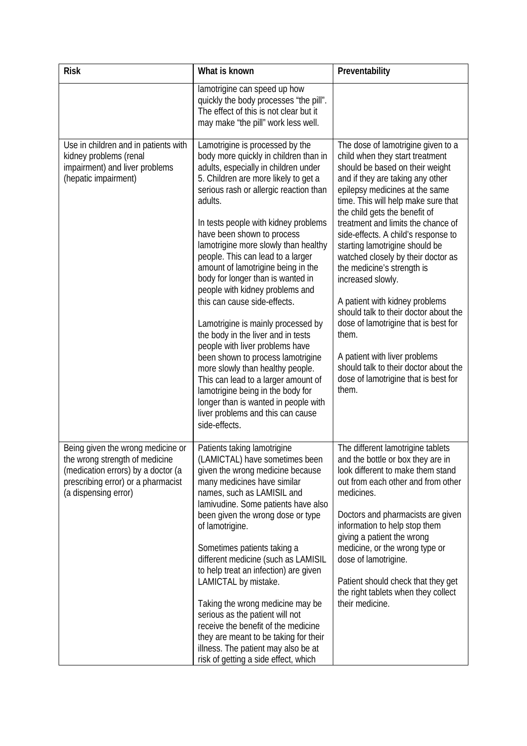| Risk | What is known | Preventability |
| --- | --- | --- |
| | lamotrigine can speed up how quickly the body processes "the pill". The effect of this is not clear but it may make "the pill" work less well. | |
| Use in children and in patients with kidney problems (renal impairment) and liver problems (hepatic impairment) | Lamotrigine is processed by the body more quickly in children than in adults, especially in children under 5. Children are more likely to get a serious rash or allergic reaction than adults.<br><br>In tests people with kidney problems have been shown to process lamotrigine more slowly than healthy people. This can lead to a larger amount of lamotrigine being in the body for longer than is wanted in people with kidney problems and this can cause side-effects.<br><br>Lamotrigine is mainly processed by the body in the liver and in tests people with liver problems have been shown to process lamotrigine more slowly than healthy people. This can lead to a larger amount of lamotrigine being in the body for longer than is wanted in people with liver problems and this can cause side-effects. | The dose of lamotrigine given to a child when they start treatment should be based on their weight and if they are taking any other epilepsy medicines at the same time. This will help make sure that the child gets the benefit of treatment and limits the chance of side-effects. A child's response to starting lamotrigine should be watched closely by their doctor as the medicine's strength is increased slowly.<br><br>A patient with kidney problems should talk to their doctor about the dose of lamotrigine that is best for them.<br><br>A patient with liver problems should talk to their doctor about the dose of lamotrigine that is best for them. |
| Being given the wrong medicine or the wrong strength of medicine (medication errors) by a doctor (a prescribing error) or a pharmacist (a dispensing error) | Patients taking lamotrigine (LAMICTAL) have sometimes been given the wrong medicine because many medicines have similar names, such as LAMISIL and lamivudine. Some patients have also been given the wrong dose or type of lamotrigine.<br><br>Sometimes patients taking a different medicine (such as LAMISIL to help treat an infection) are given LAMICTAL by mistake.<br><br>Taking the wrong medicine may be serious as the patient will not receive the benefit of the medicine they are meant to be taking for their illness. The patient may also be at risk of getting a side effect, which | The different lamotrigine tablets and the bottle or box they are in look different to make them stand out from each other and from other medicines.<br><br>Doctors and pharmacists are given information to help stop them giving a patient the wrong medicine, or the wrong type or dose of lamotrigine.<br><br>Patient should check that they get the right tablets when they collect their medicine. |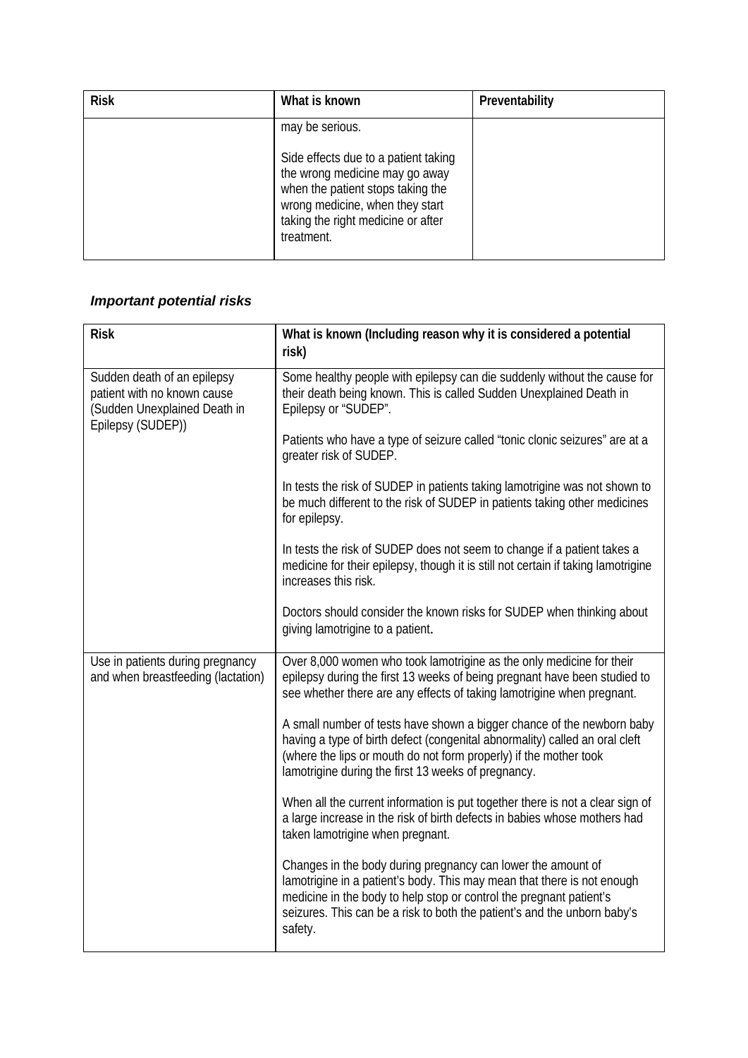| Risk | What is known | Preventability |
|---|---|---|
| | may be serious.<br><br>Side effects due to a patient taking the wrong medicine may go away when the patient stops taking the wrong medicine, when they start taking the right medicine or after treatment. | |

### *Important potential risks*

| Risk | What is known (Including reason why it is considered a potential risk) |
|---|---|
| Sudden death of an epilepsy patient with no known cause (Sudden Unexplained Death in Epilepsy (SUDEP)) | Some healthy people with epilepsy can die suddenly without the cause for their death being known. This is called Sudden Unexplained Death in Epilepsy or "SUDEP".<br><br>Patients who have a type of seizure called "tonic clonic seizures" are at a greater risk of SUDEP.<br><br>In tests the risk of SUDEP in patients taking lamotrigine was not shown to be much different to the risk of SUDEP in patients taking other medicines for epilepsy.<br><br>In tests the risk of SUDEP does not seem to change if a patient takes a medicine for their epilepsy, though it is still not certain if taking lamotrigine increases this risk.<br><br>Doctors should consider the known risks for SUDEP when thinking about giving lamotrigine to a patient. |
| Use in patients during pregnancy and when breastfeeding (lactation) | Over 8,000 women who took lamotrigine as the only medicine for their epilepsy during the first 13 weeks of being pregnant have been studied to see whether there are any effects of taking lamotrigine when pregnant.<br><br>A small number of tests have shown a bigger chance of the newborn baby having a type of birth defect (congenital abnormality) called an oral cleft (where the lips or mouth do not form properly) if the mother took lamotrigine during the first 13 weeks of pregnancy.<br><br>When all the current information is put together there is not a clear sign of a large increase in the risk of birth defects in babies whose mothers had taken lamotrigine when pregnant.<br><br>Changes in the body during pregnancy can lower the amount of lamotrigine in a patient's body. This may mean that there is not enough medicine in the body to help stop or control the pregnant patient's seizures. This can be a risk to both the patient's and the unborn baby's safety. |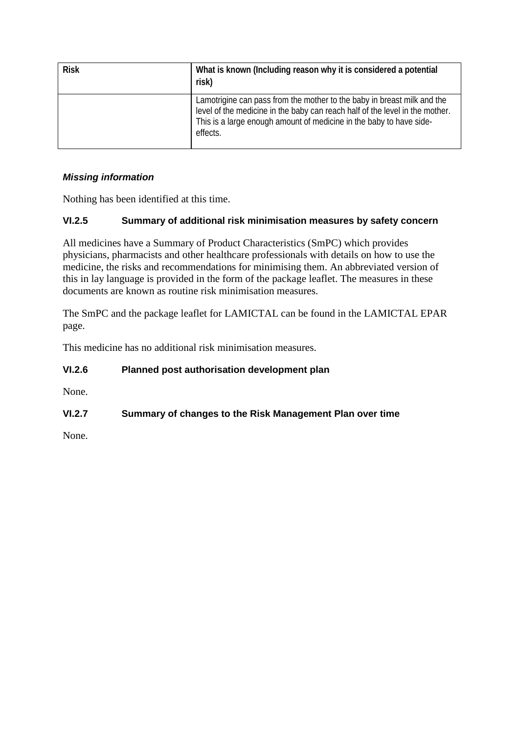| Risk | What is known (Including reason why it is considered a potential risk) |
| --- | --- |
| | Lamotrigine can pass from the mother to the baby in breast milk and the level of the medicine in the baby can reach half of the level in the mother. This is a large enough amount of medicine in the baby to have side-effects. |

***Missing information***

Nothing has been identified at this time.

### VI.2.5 Summary of additional risk minimisation measures by safety concern

All medicines have a Summary of Product Characteristics (SmPC) which provides physicians, pharmacists and other healthcare professionals with details on how to use the medicine, the risks and recommendations for minimising them. An abbreviated version of this in lay language is provided in the form of the package leaflet. The measures in these documents are known as routine risk minimisation measures.

The SmPC and the package leaflet for LAMICTAL can be found in the LAMICTAL EPAR page.

This medicine has no additional risk minimisation measures.

### VI.2.6 Planned post authorisation development plan

None.

### VI.2.7 Summary of changes to the Risk Management Plan over time

None.